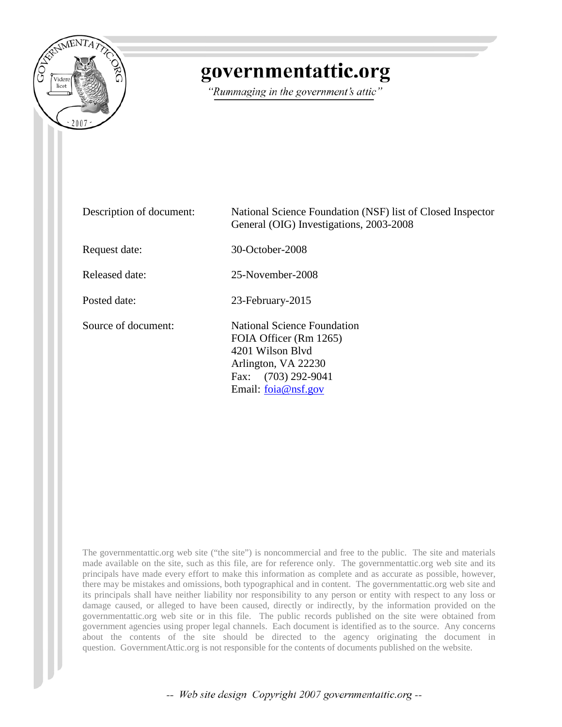# governmentattic.org

*"Rummaging in the government's attic"*

| | |
|---|---|
| Description of document: | National Science Foundation (NSF) list of Closed Inspector General (OIG) Investigations, 2003-2008 |
| Request date: | 30-October-2008 |
| Released date: | 25-November-2008 |
| Posted date: | 23-February-2015 |
| Source of document: | National Science Foundation<br>FOIA Officer (Rm 1265)<br>4201 Wilson Blvd<br>Arlington, VA 22230<br>Fax: (703) 292-9041<br>Email: foia@nsf.gov |

The governmentattic.org web site ("the site") is noncommercial and free to the public. The site and materials made available on the site, such as this file, are for reference only. The governmentattic.org web site and its principals have made every effort to make this information as complete and as accurate as possible, however, there may be mistakes and omissions, both typographical and in content. The governmentattic.org web site and its principals shall have neither liability nor responsibility to any person or entity with respect to any loss or damage caused, or alleged to have been caused, directly or indirectly, by the information provided on the governmentattic.org web site or in this file. The public records published on the site were obtained from government agencies using proper legal channels. Each document is identified as to the source. Any concerns about the contents of the site should be directed to the agency originating the document in question. GovernmentAttic.org is not responsible for the contents of documents published on the website.

-- Web site design Copyright 2007 governmentattic.org --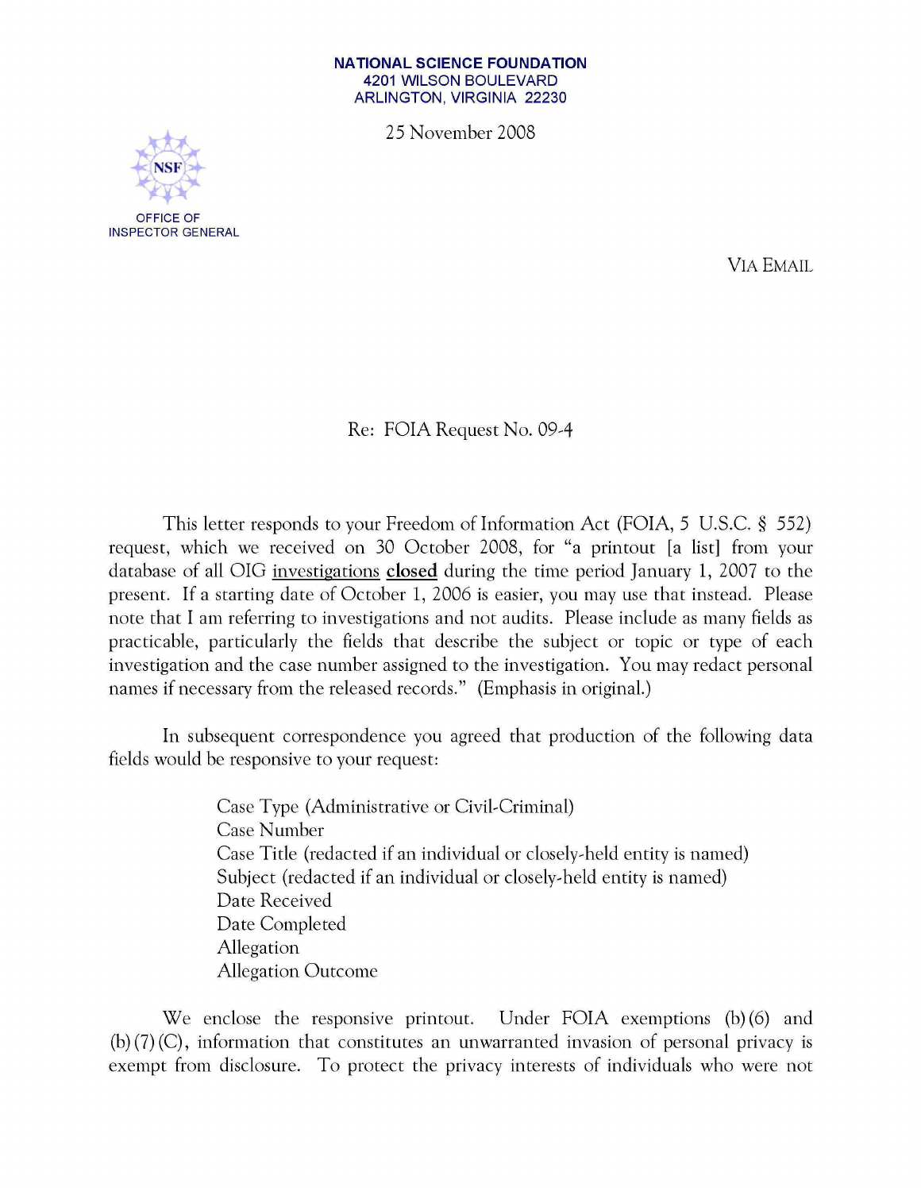**NATIONAL SCIENCE FOUNDATION**
4201 WILSON BOULEVARD
ARLINGTON, VIRGINIA 22230

25 November 2008

OFFICE OF
INSPECTOR GENERAL

VIA EMAIL

Re: FOIA Request No. 09-4

This letter responds to your Freedom of Information Act (FOIA, 5 U.S.C. § 552) request, which we received on 30 October 2008, for "a printout [a list] from your database of all OIG investigations **closed** during the time period January 1, 2007 to the present. If a starting date of October 1, 2006 is easier, you may use that instead. Please note that I am referring to investigations and not audits. Please include as many fields as practicable, particularly the fields that describe the subject or topic or type of each investigation and the case number assigned to the investigation. You may redact personal names if necessary from the released records." (Emphasis in original.)

In subsequent correspondence you agreed that production of the following data fields would be responsive to your request:

Case Type (Administrative or Civil-Criminal)
Case Number
Case Title (redacted if an individual or closely-held entity is named)
Subject (redacted if an individual or closely-held entity is named)
Date Received
Date Completed
Allegation
Allegation Outcome

We enclose the responsive printout. Under FOIA exemptions (b)(6) and (b)(7)(C), information that constitutes an unwarranted invasion of personal privacy is exempt from disclosure. To protect the privacy interests of individuals who were not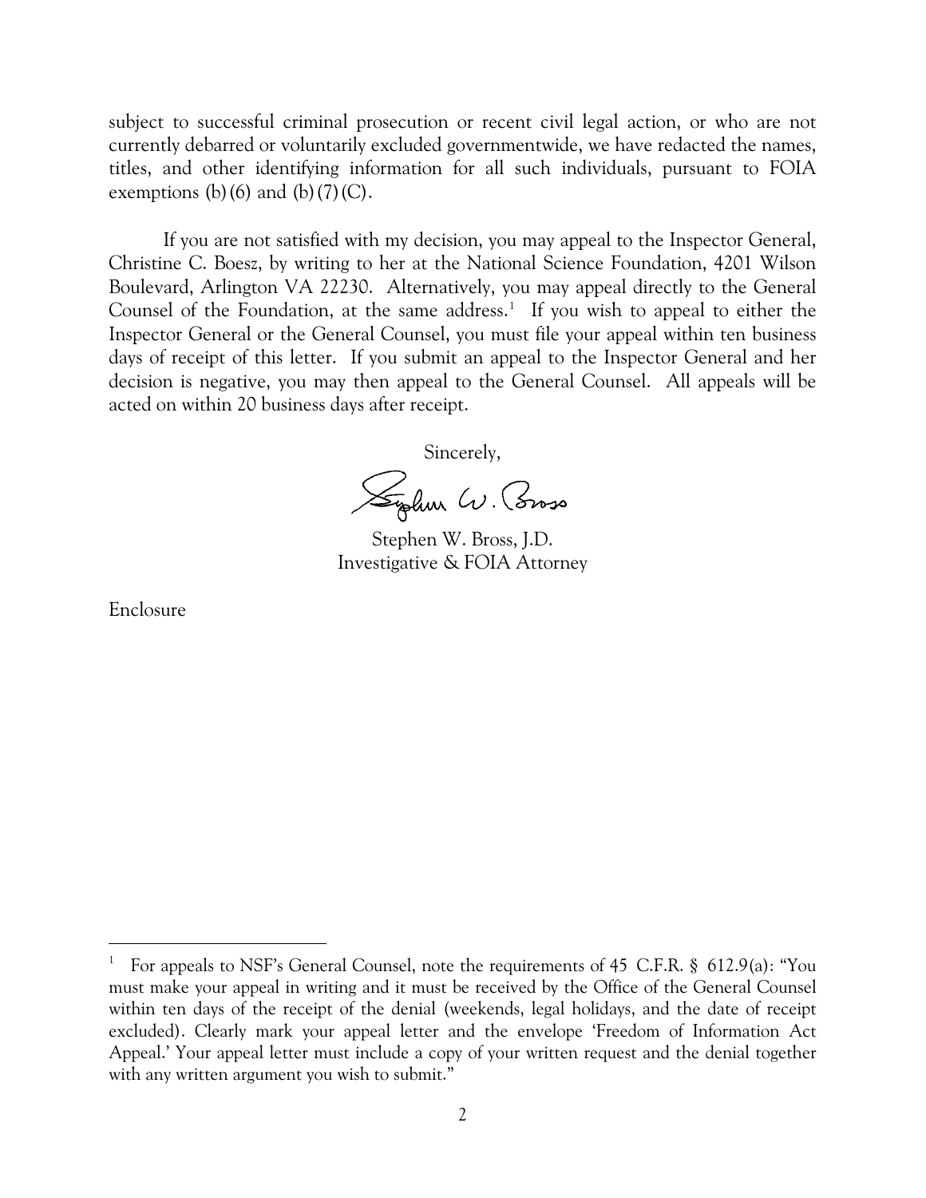subject to successful criminal prosecution or recent civil legal action, or who are not currently debarred or voluntarily excluded governmentwide, we have redacted the names, titles, and other identifying information for all such individuals, pursuant to FOIA exemptions (b)(6) and (b)(7)(C).

If you are not satisfied with my decision, you may appeal to the Inspector General, Christine C. Boesz, by writing to her at the National Science Foundation, 4201 Wilson Boulevard, Arlington VA 22230. Alternatively, you may appeal directly to the General Counsel of the Foundation, at the same address.[1] If you wish to appeal to either the Inspector General or the General Counsel, you must file your appeal within ten business days of receipt of this letter. If you submit an appeal to the Inspector General and her decision is negative, you may then appeal to the General Counsel. All appeals will be acted on within 20 business days after receipt.

Sincerely,

Stephen W. Bross

Stephen W. Bross, J.D.
Investigative & FOIA Attorney

Enclosure

---

[1] For appeals to NSF's General Counsel, note the requirements of 45 C.F.R. § 612.9(a): "You must make your appeal in writing and it must be received by the Office of the General Counsel within ten days of the receipt of the denial (weekends, legal holidays, and the date of receipt excluded). Clearly mark your appeal letter and the envelope 'Freedom of Information Act Appeal.' Your appeal letter must include a copy of your written request and the denial together with any written argument you wish to submit."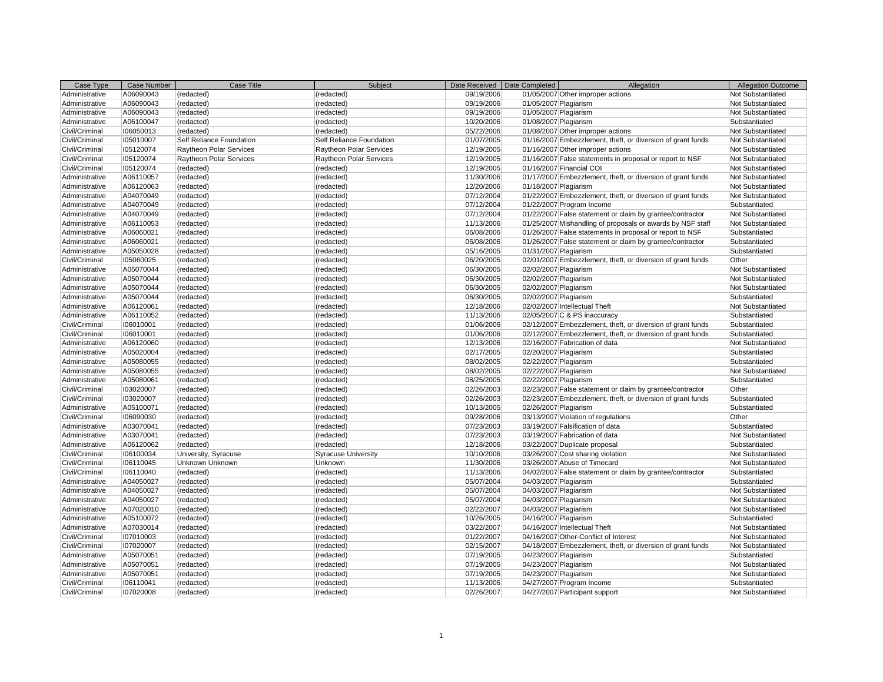| Case Type | Case Number | Case Title | Subject | Date Received | Date Completed | Allegation | Allegation Outcome |
|---|---|---|---|---|---|---|---|
| Administrative | A06090043 | (redacted) | (redacted) | 09/19/2006 | 01/05/2007 | Other improper actions | Not Substantiated |
| Administrative | A06090043 | (redacted) | (redacted) | 09/19/2006 | 01/05/2007 | Plagiarism | Not Substantiated |
| Administrative | A06090043 | (redacted) | (redacted) | 09/19/2006 | 01/05/2007 | Plagiarism | Not Substantiated |
| Administrative | A06100047 | (redacted) | (redacted) | 10/20/2006 | 01/08/2007 | Plagiarism | Substantiated |
| Civil/Criminal | I06050013 | (redacted) | (redacted) | 05/22/2006 | 01/08/2007 | Other improper actions | Not Substantiated |
| Civil/Criminal | I05010007 | Self Reliance Foundation | Self Reliance Foundation | 01/07/2005 | 01/16/2007 | Embezzlement, theft, or diversion of grant funds | Not Substantiated |
| Civil/Criminal | I05120074 | Raytheon Polar Services | Raytheon Polar Services | 12/19/2005 | 01/16/2007 | Other improper actions | Not Substantiated |
| Civil/Criminal | I05120074 | Raytheon Polar Services | Raytheon Polar Services | 12/19/2005 | 01/16/2007 | False statements in proposal or report to NSF | Not Substantiated |
| Civil/Criminal | I05120074 | (redacted) | (redacted) | 12/19/2005 | 01/16/2007 | Financial COI | Not Substantiated |
| Administrative | A06110057 | (redacted) | (redacted) | 11/30/2006 | 01/17/2007 | Embezzlement, theft, or diversion of grant funds | Not Substantiated |
| Administrative | A06120063 | (redacted) | (redacted) | 12/20/2006 | 01/18/2007 | Plagiarism | Not Substantiated |
| Administrative | A04070049 | (redacted) | (redacted) | 07/12/2004 | 01/22/2007 | Embezzlement, theft, or diversion of grant funds | Not Substantiated |
| Administrative | A04070049 | (redacted) | (redacted) | 07/12/2004 | 01/22/2007 | Program Income | Substantiated |
| Administrative | A04070049 | (redacted) | (redacted) | 07/12/2004 | 01/22/2007 | False statement or claim by grantee/contractor | Not Substantiated |
| Administrative | A06110053 | (redacted) | (redacted) | 11/13/2006 | 01/25/2007 | Mishandling of proposals or awards by NSF staff | Not Substantiated |
| Administrative | A06060021 | (redacted) | (redacted) | 06/08/2006 | 01/26/2007 | False statements in proposal or report to NSF | Substantiated |
| Administrative | A06060021 | (redacted) | (redacted) | 06/08/2006 | 01/26/2007 | False statement or claim by grantee/contractor | Substantiated |
| Administrative | A05050028 | (redacted) | (redacted) | 05/16/2005 | 01/31/2007 | Plagiarism | Substantiated |
| Civil/Criminal | I05060025 | (redacted) | (redacted) | 06/20/2005 | 02/01/2007 | Embezzlement, theft, or diversion of grant funds | Other |
| Administrative | A05070044 | (redacted) | (redacted) | 06/30/2005 | 02/02/2007 | Plagiarism | Not Substantiated |
| Administrative | A05070044 | (redacted) | (redacted) | 06/30/2005 | 02/02/2007 | Plagiarism | Not Substantiated |
| Administrative | A05070044 | (redacted) | (redacted) | 06/30/2005 | 02/02/2007 | Plagiarism | Not Substantiated |
| Administrative | A05070044 | (redacted) | (redacted) | 06/30/2005 | 02/02/2007 | Plagiarism | Substantiated |
| Administrative | A06120061 | (redacted) | (redacted) | 12/18/2006 | 02/02/2007 | Intellectual Theft | Not Substantiated |
| Administrative | A06110052 | (redacted) | (redacted) | 11/13/2006 | 02/05/2007 | C & PS inaccuracy | Substantiated |
| Civil/Criminal | I06010001 | (redacted) | (redacted) | 01/06/2006 | 02/12/2007 | Embezzlement, theft, or diversion of grant funds | Substantiated |
| Civil/Criminal | I06010001 | (redacted) | (redacted) | 01/06/2006 | 02/12/2007 | Embezzlement, theft, or diversion of grant funds | Substantiated |
| Administrative | A06120060 | (redacted) | (redacted) | 12/13/2006 | 02/16/2007 | Fabrication of data | Not Substantiated |
| Administrative | A05020004 | (redacted) | (redacted) | 02/17/2005 | 02/20/2007 | Plagiarism | Substantiated |
| Administrative | A05080055 | (redacted) | (redacted) | 08/02/2005 | 02/22/2007 | Plagiarism | Substantiated |
| Administrative | A05080055 | (redacted) | (redacted) | 08/02/2005 | 02/22/2007 | Plagiarism | Not Substantiated |
| Administrative | A05080061 | (redacted) | (redacted) | 08/25/2005 | 02/22/2007 | Plagiarism | Substantiated |
| Civil/Criminal | I03020007 | (redacted) | (redacted) | 02/26/2003 | 02/23/2007 | False statement or claim by grantee/contractor | Other |
| Civil/Criminal | I03020007 | (redacted) | (redacted) | 02/26/2003 | 02/23/2007 | Embezzlement, theft, or diversion of grant funds | Substantiated |
| Administrative | A05100071 | (redacted) | (redacted) | 10/13/2005 | 02/26/2007 | Plagiarism | Substantiated |
| Civil/Criminal | I06090030 | (redacted) | (redacted) | 09/28/2006 | 03/13/2007 | Violation of regulations | Other |
| Administrative | A03070041 | (redacted) | (redacted) | 07/23/2003 | 03/19/2007 | Falsification of data | Substantiated |
| Administrative | A03070041 | (redacted) | (redacted) | 07/23/2003 | 03/19/2007 | Fabrication of data | Not Substantiated |
| Administrative | A06120062 | (redacted) | (redacted) | 12/18/2006 | 03/22/2007 | Duplicate proposal | Substantiated |
| Civil/Criminal | I06100034 | University, Syracuse | Syracuse University | 10/10/2006 | 03/26/2007 | Cost sharing violation | Not Substantiated |
| Civil/Criminal | I06110045 | Unknown Unknown | Unknown | 11/30/2006 | 03/26/2007 | Abuse of Timecard | Not Substantiated |
| Civil/Criminal | I06110040 | (redacted) | (redacted) | 11/13/2006 | 04/02/2007 | False statement or claim by grantee/contractor | Substantiated |
| Administrative | A04050027 | (redacted) | (redacted) | 05/07/2004 | 04/03/2007 | Plagiarism | Substantiated |
| Administrative | A04050027 | (redacted) | (redacted) | 05/07/2004 | 04/03/2007 | Plagiarism | Not Substantiated |
| Administrative | A04050027 | (redacted) | (redacted) | 05/07/2004 | 04/03/2007 | Plagiarism | Not Substantiated |
| Administrative | A07020010 | (redacted) | (redacted) | 02/22/2007 | 04/03/2007 | Plagiarism | Not Substantiated |
| Administrative | A05100072 | (redacted) | (redacted) | 10/26/2005 | 04/16/2007 | Plagiarism | Substantiated |
| Administrative | A07030014 | (redacted) | (redacted) | 03/22/2007 | 04/16/2007 | Intellectual Theft | Not Substantiated |
| Civil/Criminal | I07010003 | (redacted) | (redacted) | 01/22/2007 | 04/16/2007 | Other-Conflict of Interest | Not Substantiated |
| Civil/Criminal | I07020007 | (redacted) | (redacted) | 02/15/2007 | 04/18/2007 | Embezzlement, theft, or diversion of grant funds | Not Substantiated |
| Administrative | A05070051 | (redacted) | (redacted) | 07/19/2005 | 04/23/2007 | Plagiarism | Substantiated |
| Administrative | A05070051 | (redacted) | (redacted) | 07/19/2005 | 04/23/2007 | Plagiarism | Not Substantiated |
| Administrative | A05070051 | (redacted) | (redacted) | 07/19/2005 | 04/23/2007 | Plagiarism | Not Substantiated |
| Civil/Criminal | I06110041 | (redacted) | (redacted) | 11/13/2006 | 04/27/2007 | Program Income | Substantiated |
| Civil/Criminal | I07020008 | (redacted) | (redacted) | 02/26/2007 | 04/27/2007 | Participant support | Not Substantiated |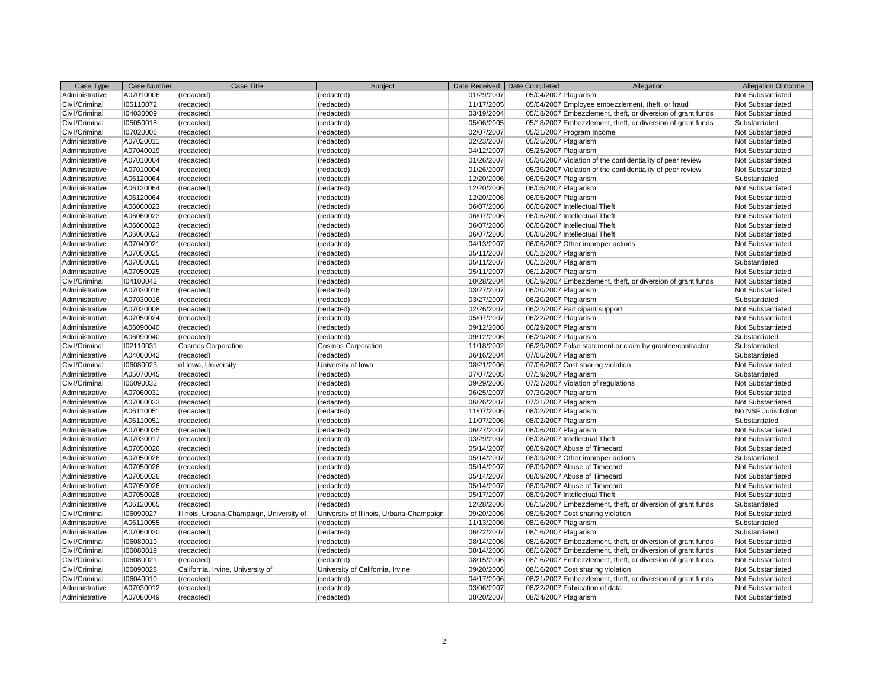| Case Type | Case Number | Case Title | Subject | Date Received | Date Completed | Allegation | Allegation Outcome |
|---|---|---|---|---|---|---|---|
| Administrative | A07010006 | (redacted) | (redacted) | 01/29/2007 | 05/04/2007 | Plagiarism | Not Substantiated |
| Civil/Criminal | I05110072 | (redacted) | (redacted) | 11/17/2005 | 05/04/2007 | Employee embezzlement, theft, or fraud | Not Substantiated |
| Civil/Criminal | I04030009 | (redacted) | (redacted) | 03/19/2004 | 05/18/2007 | Embezzlement, theft, or diversion of grant funds | Not Substantiated |
| Civil/Criminal | I05050018 | (redacted) | (redacted) | 05/06/2005 | 05/18/2007 | Embezzlement, theft, or diversion of grant funds | Substantiated |
| Civil/Criminal | I07020006 | (redacted) | (redacted) | 02/07/2007 | 05/21/2007 | Program Income | Not Substantiated |
| Administrative | A07020011 | (redacted) | (redacted) | 02/23/2007 | 05/25/2007 | Plagiarism | Not Substantiated |
| Administrative | A07040019 | (redacted) | (redacted) | 04/12/2007 | 05/25/2007 | Plagiarism | Not Substantiated |
| Administrative | A07010004 | (redacted) | (redacted) | 01/26/2007 | 05/30/2007 | Violation of the confidentiality of peer review | Not Substantiated |
| Administrative | A07010004 | (redacted) | (redacted) | 01/26/2007 | 05/30/2007 | Violation of the confidentiality of peer review | Not Substantiated |
| Administrative | A06120064 | (redacted) | (redacted) | 12/20/2006 | 06/05/2007 | Plagiarism | Substantiated |
| Administrative | A06120064 | (redacted) | (redacted) | 12/20/2006 | 06/05/2007 | Plagiarism | Not Substantiated |
| Administrative | A06120064 | (redacted) | (redacted) | 12/20/2006 | 06/05/2007 | Plagiarism | Not Substantiated |
| Administrative | A06060023 | (redacted) | (redacted) | 06/07/2006 | 06/06/2007 | Intellectual Theft | Not Substantiated |
| Administrative | A06060023 | (redacted) | (redacted) | 06/07/2006 | 06/06/2007 | Intellectual Theft | Not Substantiated |
| Administrative | A06060023 | (redacted) | (redacted) | 06/07/2006 | 06/06/2007 | Intellectual Theft | Not Substantiated |
| Administrative | A06060023 | (redacted) | (redacted) | 06/07/2006 | 06/06/2007 | Intellectual Theft | Not Substantiated |
| Administrative | A07040021 | (redacted) | (redacted) | 04/13/2007 | 06/06/2007 | Other improper actions | Not Substantiated |
| Administrative | A07050025 | (redacted) | (redacted) | 05/11/2007 | 06/12/2007 | Plagiarism | Not Substantiated |
| Administrative | A07050025 | (redacted) | (redacted) | 05/11/2007 | 06/12/2007 | Plagiarism | Substantiated |
| Administrative | A07050025 | (redacted) | (redacted) | 05/11/2007 | 06/12/2007 | Plagiarism | Not Substantiated |
| Civil/Criminal | I04100042 | (redacted) | (redacted) | 10/28/2004 | 06/19/2007 | Embezzlement, theft, or diversion of grant funds | Not Substantiated |
| Administrative | A07030016 | (redacted) | (redacted) | 03/27/2007 | 06/20/2007 | Plagiarism | Not Substantiated |
| Administrative | A07030016 | (redacted) | (redacted) | 03/27/2007 | 06/20/2007 | Plagiarism | Substantiated |
| Administrative | A07020008 | (redacted) | (redacted) | 02/26/2007 | 06/22/2007 | Participant support | Not Substantiated |
| Administrative | A07050024 | (redacted) | (redacted) | 05/07/2007 | 06/22/2007 | Plagiarism | Not Substantiated |
| Administrative | A06090040 | (redacted) | (redacted) | 09/12/2006 | 06/29/2007 | Plagiarism | Not Substantiated |
| Administrative | A06090040 | (redacted) | (redacted) | 09/12/2006 | 06/29/2007 | Plagiarism | Substantiated |
| Civil/Criminal | I02110031 | Cosmos Corporation | Cosmos Corporation | 11/18/2002 | 06/29/2007 | False statement or claim by grantee/contractor | Substantiated |
| Administrative | A04060042 | (redacted) | (redacted) | 06/16/2004 | 07/06/2007 | Plagiarism | Substantiated |
| Civil/Criminal | I06080023 | of Iowa, University | University of Iowa | 08/21/2006 | 07/06/2007 | Cost sharing violation | Not Substantiated |
| Administrative | A05070045 | (redacted) | (redacted) | 07/07/2005 | 07/19/2007 | Plagiarism | Substantiated |
| Civil/Criminal | I06090032 | (redacted) | (redacted) | 09/29/2006 | 07/27/2007 | Violation of regulations | Not Substantiated |
| Administrative | A07060031 | (redacted) | (redacted) | 06/25/2007 | 07/30/2007 | Plagiarism | Not Substantiated |
| Administrative | A07060033 | (redacted) | (redacted) | 06/26/2007 | 07/31/2007 | Plagiarism | Not Substantiated |
| Administrative | A06110051 | (redacted) | (redacted) | 11/07/2006 | 08/02/2007 | Plagiarism | No NSF Jurisdiction |
| Administrative | A06110051 | (redacted) | (redacted) | 11/07/2006 | 08/02/2007 | Plagiarism | Substantiated |
| Administrative | A07060035 | (redacted) | (redacted) | 06/27/2007 | 08/06/2007 | Plagiarism | Not Substantiated |
| Administrative | A07030017 | (redacted) | (redacted) | 03/29/2007 | 08/08/2007 | Intellectual Theft | Not Substantiated |
| Administrative | A07050026 | (redacted) | (redacted) | 05/14/2007 | 08/09/2007 | Abuse of Timecard | Not Substantiated |
| Administrative | A07050026 | (redacted) | (redacted) | 05/14/2007 | 08/09/2007 | Other improper actions | Substantiated |
| Administrative | A07050026 | (redacted) | (redacted) | 05/14/2007 | 08/09/2007 | Abuse of Timecard | Not Substantiated |
| Administrative | A07050026 | (redacted) | (redacted) | 05/14/2007 | 08/09/2007 | Abuse of Timecard | Not Substantiated |
| Administrative | A07050026 | (redacted) | (redacted) | 05/14/2007 | 08/09/2007 | Abuse of Timecard | Not Substantiated |
| Administrative | A07050028 | (redacted) | (redacted) | 05/17/2007 | 08/09/2007 | Intellectual Theft | Not Substantiated |
| Administrative | A06120065 | (redacted) | (redacted) | 12/28/2006 | 08/15/2007 | Embezzlement, theft, or diversion of grant funds | Substantiated |
| Civil/Criminal | I06090027 | Illinois, Urbana-Champaign, University of | University of Illinois, Urbana-Champaign | 09/20/2006 | 08/15/2007 | Cost sharing violation | Not Substantiated |
| Administrative | A06110055 | (redacted) | (redacted) | 11/13/2006 | 08/16/2007 | Plagiarism | Substantiated |
| Administrative | A07060030 | (redacted) | (redacted) | 06/22/2007 | 08/16/2007 | Plagiarism | Substantiated |
| Civil/Criminal | I06080019 | (redacted) | (redacted) | 08/14/2006 | 08/16/2007 | Embezzlement, theft, or diversion of grant funds | Not Substantiated |
| Civil/Criminal | I06080019 | (redacted) | (redacted) | 08/14/2006 | 08/16/2007 | Embezzlement, theft, or diversion of grant funds | Not Substantiated |
| Civil/Criminal | I06080021 | (redacted) | (redacted) | 08/15/2006 | 08/16/2007 | Embezzlement, theft, or diversion of grant funds | Not Substantiated |
| Civil/Criminal | I06090028 | California, Irvine, University of | University of California, Irvine | 09/20/2006 | 08/16/2007 | Cost sharing violation | Not Substantiated |
| Civil/Criminal | I06040010 | (redacted) | (redacted) | 04/17/2006 | 08/21/2007 | Embezzlement, theft, or diversion of grant funds | Not Substantiated |
| Administrative | A07030012 | (redacted) | (redacted) | 03/06/2007 | 08/22/2007 | Fabrication of data | Not Substantiated |
| Administrative | A07080049 | (redacted) | (redacted) | 08/20/2007 | 08/24/2007 | Plagiarism | Not Substantiated |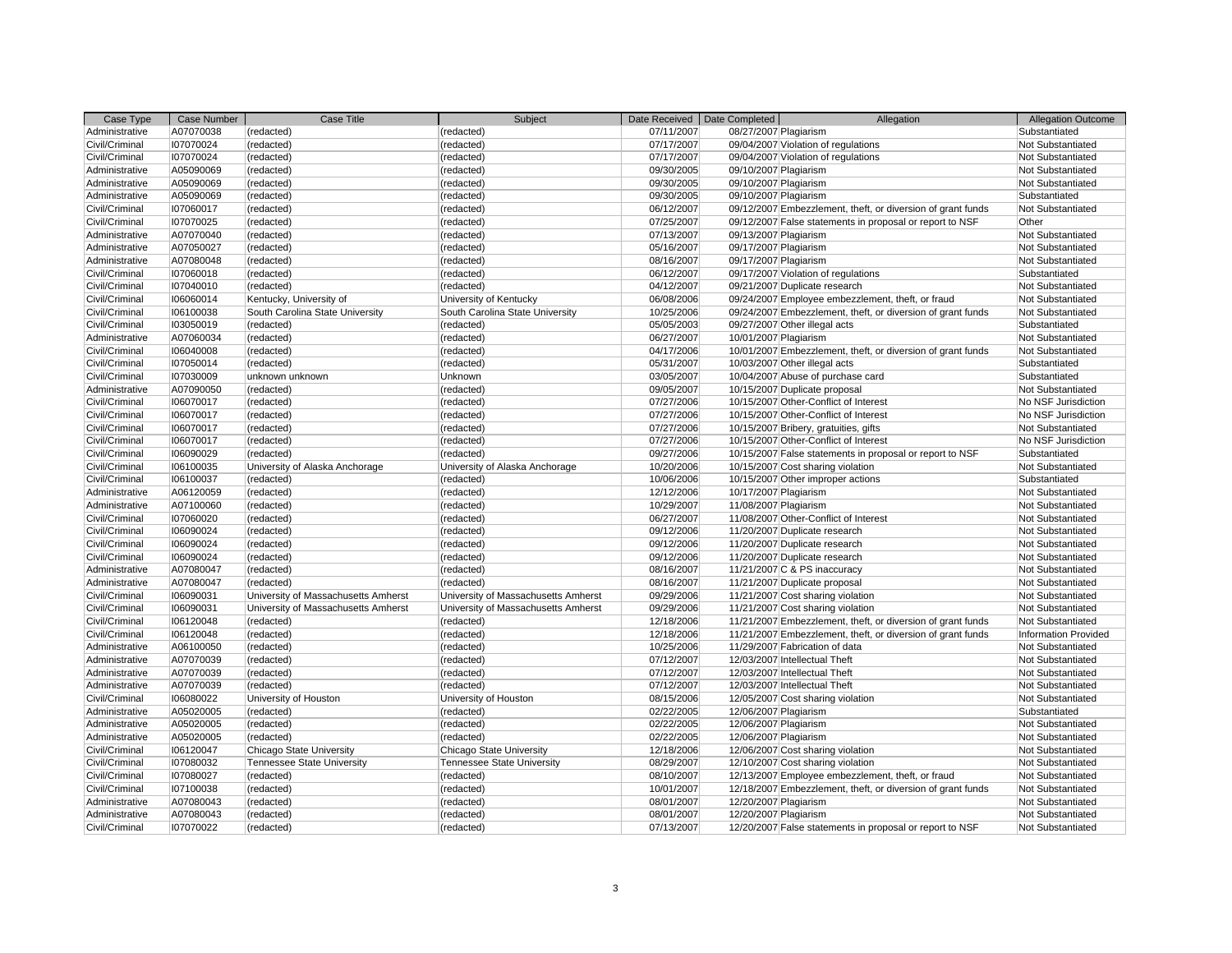| Case Type | Case Number | Case Title | Subject | Date Received | Date Completed | Allegation | Allegation Outcome |
|---|---|---|---|---|---|---|---|
| Administrative | A07070038 | (redacted) | (redacted) | 07/11/2007 | 08/27/2007 | Plagiarism | Substantiated |
| Civil/Criminal | I07070024 | (redacted) | (redacted) | 07/17/2007 | 09/04/2007 | Violation of regulations | Not Substantiated |
| Civil/Criminal | I07070024 | (redacted) | (redacted) | 07/17/2007 | 09/04/2007 | Violation of regulations | Not Substantiated |
| Administrative | A05090069 | (redacted) | (redacted) | 09/30/2005 | 09/10/2007 | Plagiarism | Not Substantiated |
| Administrative | A05090069 | (redacted) | (redacted) | 09/30/2005 | 09/10/2007 | Plagiarism | Not Substantiated |
| Administrative | A05090069 | (redacted) | (redacted) | 09/30/2005 | 09/10/2007 | Plagiarism | Substantiated |
| Civil/Criminal | I07060017 | (redacted) | (redacted) | 06/12/2007 | 09/12/2007 | Embezzlement, theft, or diversion of grant funds | Not Substantiated |
| Civil/Criminal | I07070025 | (redacted) | (redacted) | 07/25/2007 | 09/12/2007 | False statements in proposal or report to NSF | Other |
| Administrative | A07070040 | (redacted) | (redacted) | 07/13/2007 | 09/13/2007 | Plagiarism | Not Substantiated |
| Administrative | A07050027 | (redacted) | (redacted) | 05/16/2007 | 09/17/2007 | Plagiarism | Not Substantiated |
| Administrative | A07080048 | (redacted) | (redacted) | 08/16/2007 | 09/17/2007 | Plagiarism | Not Substantiated |
| Civil/Criminal | I07060018 | (redacted) | (redacted) | 06/12/2007 | 09/17/2007 | Violation of regulations | Substantiated |
| Civil/Criminal | I07040010 | (redacted) | (redacted) | 04/12/2007 | 09/21/2007 | Duplicate research | Not Substantiated |
| Civil/Criminal | I06060014 | Kentucky, University of | University of Kentucky | 06/08/2006 | 09/24/2007 | Employee embezzlement, theft, or fraud | Not Substantiated |
| Civil/Criminal | I06100038 | South Carolina State University | South Carolina State University | 10/25/2006 | 09/24/2007 | Embezzlement, theft, or diversion of grant funds | Not Substantiated |
| Civil/Criminal | I03050019 | (redacted) | (redacted) | 05/05/2003 | 09/27/2007 | Other illegal acts | Substantiated |
| Administrative | A07060034 | (redacted) | (redacted) | 06/27/2007 | 10/01/2007 | Plagiarism | Not Substantiated |
| Civil/Criminal | I06040008 | (redacted) | (redacted) | 04/17/2006 | 10/01/2007 | Embezzlement, theft, or diversion of grant funds | Not Substantiated |
| Civil/Criminal | I07050014 | (redacted) | (redacted) | 05/31/2007 | 10/03/2007 | Other illegal acts | Substantiated |
| Civil/Criminal | I07030009 | unknown unknown | Unknown | 03/05/2007 | 10/04/2007 | Abuse of purchase card | Substantiated |
| Administrative | A07090050 | (redacted) | (redacted) | 09/05/2007 | 10/15/2007 | Duplicate proposal | Not Substantiated |
| Civil/Criminal | I06070017 | (redacted) | (redacted) | 07/27/2006 | 10/15/2007 | Other-Conflict of Interest | No NSF Jurisdiction |
| Civil/Criminal | I06070017 | (redacted) | (redacted) | 07/27/2006 | 10/15/2007 | Other-Conflict of Interest | No NSF Jurisdiction |
| Civil/Criminal | I06070017 | (redacted) | (redacted) | 07/27/2006 | 10/15/2007 | Bribery, gratuities, gifts | Not Substantiated |
| Civil/Criminal | I06070017 | (redacted) | (redacted) | 07/27/2006 | 10/15/2007 | Other-Conflict of Interest | No NSF Jurisdiction |
| Civil/Criminal | I06090029 | (redacted) | (redacted) | 09/27/2006 | 10/15/2007 | False statements in proposal or report to NSF | Substantiated |
| Civil/Criminal | I06100035 | University of Alaska Anchorage | University of Alaska Anchorage | 10/20/2006 | 10/15/2007 | Cost sharing violation | Not Substantiated |
| Civil/Criminal | I06100037 | (redacted) | (redacted) | 10/06/2006 | 10/15/2007 | Other improper actions | Substantiated |
| Administrative | A06120059 | (redacted) | (redacted) | 12/12/2006 | 10/17/2007 | Plagiarism | Not Substantiated |
| Administrative | A07100060 | (redacted) | (redacted) | 10/29/2007 | 11/08/2007 | Plagiarism | Not Substantiated |
| Civil/Criminal | I07060020 | (redacted) | (redacted) | 06/27/2007 | 11/08/2007 | Other-Conflict of Interest | Not Substantiated |
| Civil/Criminal | I06090024 | (redacted) | (redacted) | 09/12/2006 | 11/20/2007 | Duplicate research | Not Substantiated |
| Civil/Criminal | I06090024 | (redacted) | (redacted) | 09/12/2006 | 11/20/2007 | Duplicate research | Not Substantiated |
| Civil/Criminal | I06090024 | (redacted) | (redacted) | 09/12/2006 | 11/20/2007 | Duplicate research | Not Substantiated |
| Administrative | A07080047 | (redacted) | (redacted) | 08/16/2007 | 11/21/2007 | C & PS inaccuracy | Not Substantiated |
| Administrative | A07080047 | (redacted) | (redacted) | 08/16/2007 | 11/21/2007 | Duplicate proposal | Not Substantiated |
| Civil/Criminal | I06090031 | University of Massachusetts Amherst | University of Massachusetts Amherst | 09/29/2006 | 11/21/2007 | Cost sharing violation | Not Substantiated |
| Civil/Criminal | I06090031 | University of Massachusetts Amherst | University of Massachusetts Amherst | 09/29/2006 | 11/21/2007 | Cost sharing violation | Not Substantiated |
| Civil/Criminal | I06120048 | (redacted) | (redacted) | 12/18/2006 | 11/21/2007 | Embezzlement, theft, or diversion of grant funds | Not Substantiated |
| Civil/Criminal | I06120048 | (redacted) | (redacted) | 12/18/2006 | 11/21/2007 | Embezzlement, theft, or diversion of grant funds | Information Provided |
| Administrative | A06100050 | (redacted) | (redacted) | 10/25/2006 | 11/29/2007 | Fabrication of data | Not Substantiated |
| Administrative | A07070039 | (redacted) | (redacted) | 07/12/2007 | 12/03/2007 | Intellectual Theft | Not Substantiated |
| Administrative | A07070039 | (redacted) | (redacted) | 07/12/2007 | 12/03/2007 | Intellectual Theft | Not Substantiated |
| Administrative | A07070039 | (redacted) | (redacted) | 07/12/2007 | 12/03/2007 | Intellectual Theft | Not Substantiated |
| Civil/Criminal | I06080022 | University of Houston | University of Houston | 08/15/2006 | 12/05/2007 | Cost sharing violation | Not Substantiated |
| Administrative | A05020005 | (redacted) | (redacted) | 02/22/2005 | 12/06/2007 | Plagiarism | Substantiated |
| Administrative | A05020005 | (redacted) | (redacted) | 02/22/2005 | 12/06/2007 | Plagiarism | Not Substantiated |
| Administrative | A05020005 | (redacted) | (redacted) | 02/22/2005 | 12/06/2007 | Plagiarism | Not Substantiated |
| Civil/Criminal | I06120047 | Chicago State University | Chicago State University | 12/18/2006 | 12/06/2007 | Cost sharing violation | Not Substantiated |
| Civil/Criminal | I07080032 | Tennessee State University | Tennessee State University | 08/29/2007 | 12/10/2007 | Cost sharing violation | Not Substantiated |
| Civil/Criminal | I07080027 | (redacted) | (redacted) | 08/10/2007 | 12/13/2007 | Employee embezzlement, theft, or fraud | Not Substantiated |
| Civil/Criminal | I07100038 | (redacted) | (redacted) | 10/01/2007 | 12/18/2007 | Embezzlement, theft, or diversion of grant funds | Not Substantiated |
| Administrative | A07080043 | (redacted) | (redacted) | 08/01/2007 | 12/20/2007 | Plagiarism | Not Substantiated |
| Administrative | A07080043 | (redacted) | (redacted) | 08/01/2007 | 12/20/2007 | Plagiarism | Not Substantiated |
| Civil/Criminal | I07070022 | (redacted) | (redacted) | 07/13/2007 | 12/20/2007 | False statements in proposal or report to NSF | Not Substantiated |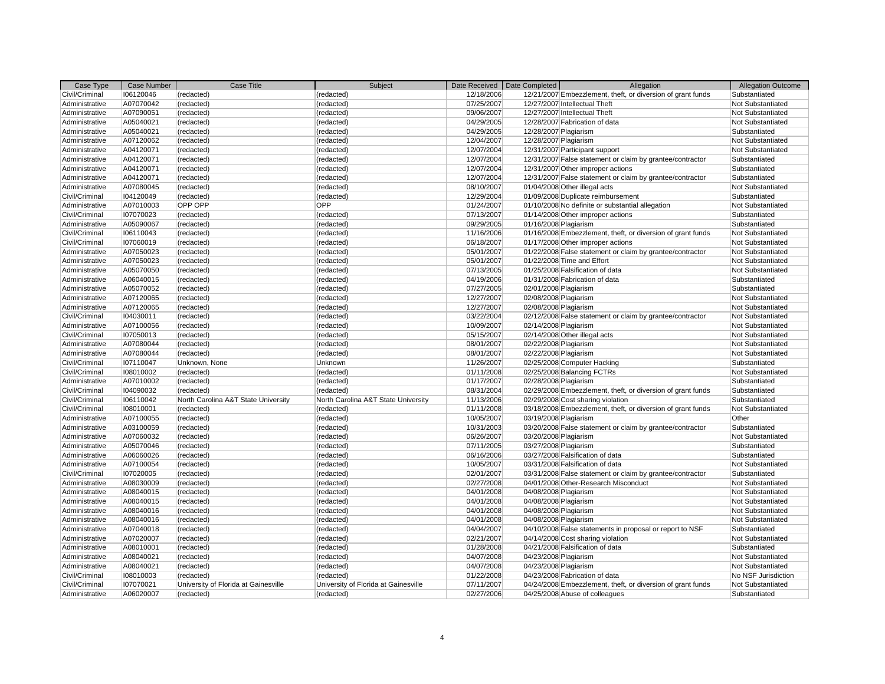| Case Type | Case Number | Case Title | Subject | Date Received | Date Completed | Allegation | Allegation Outcome |
|---|---|---|---|---|---|---|---|
| Civil/Criminal | I06120046 | (redacted) | (redacted) | 12/18/2006 | 12/21/2007 | Embezzlement, theft, or diversion of grant funds | Substantiated |
| Administrative | A07070042 | (redacted) | (redacted) | 07/25/2007 | 12/27/2007 | Intellectual Theft | Not Substantiated |
| Administrative | A07090051 | (redacted) | (redacted) | 09/06/2007 | 12/27/2007 | Intellectual Theft | Not Substantiated |
| Administrative | A05040021 | (redacted) | (redacted) | 04/29/2005 | 12/28/2007 | Fabrication of data | Not Substantiated |
| Administrative | A05040021 | (redacted) | (redacted) | 04/29/2005 | 12/28/2007 | Plagiarism | Substantiated |
| Administrative | A07120062 | (redacted) | (redacted) | 12/04/2007 | 12/28/2007 | Plagiarism | Not Substantiated |
| Administrative | A04120071 | (redacted) | (redacted) | 12/07/2004 | 12/31/2007 | Participant support | Not Substantiated |
| Administrative | A04120071 | (redacted) | (redacted) | 12/07/2004 | 12/31/2007 | False statement or claim by grantee/contractor | Substantiated |
| Administrative | A04120071 | (redacted) | (redacted) | 12/07/2004 | 12/31/2007 | Other improper actions | Substantiated |
| Administrative | A04120071 | (redacted) | (redacted) | 12/07/2004 | 12/31/2007 | False statement or claim by grantee/contractor | Substantiated |
| Administrative | A07080045 | (redacted) | (redacted) | 08/10/2007 | 01/04/2008 | Other illegal acts | Not Substantiated |
| Civil/Criminal | I04120049 | (redacted) | (redacted) | 12/29/2004 | 01/09/2008 | Duplicate reimbursement | Substantiated |
| Administrative | A07010003 | OPP OPP | OPP | 01/24/2007 | 01/10/2008 | No definite or substantial allegation | Not Substantiated |
| Civil/Criminal | I07070023 | (redacted) | (redacted) | 07/13/2007 | 01/14/2008 | Other improper actions | Substantiated |
| Administrative | A05090067 | (redacted) | (redacted) | 09/29/2005 | 01/16/2008 | Plagiarism | Substantiated |
| Civil/Criminal | I06110043 | (redacted) | (redacted) | 11/16/2006 | 01/16/2008 | Embezzlement, theft, or diversion of grant funds | Not Substantiated |
| Civil/Criminal | I07060019 | (redacted) | (redacted) | 06/18/2007 | 01/17/2008 | Other improper actions | Not Substantiated |
| Administrative | A07050023 | (redacted) | (redacted) | 05/01/2007 | 01/22/2008 | False statement or claim by grantee/contractor | Not Substantiated |
| Administrative | A07050023 | (redacted) | (redacted) | 05/01/2007 | 01/22/2008 | Time and Effort | Not Substantiated |
| Administrative | A05070050 | (redacted) | (redacted) | 07/13/2005 | 01/25/2008 | Falsification of data | Not Substantiated |
| Administrative | A06040015 | (redacted) | (redacted) | 04/19/2006 | 01/31/2008 | Fabrication of data | Substantiated |
| Administrative | A05070052 | (redacted) | (redacted) | 07/27/2005 | 02/01/2008 | Plagiarism | Substantiated |
| Administrative | A07120065 | (redacted) | (redacted) | 12/27/2007 | 02/08/2008 | Plagiarism | Not Substantiated |
| Administrative | A07120065 | (redacted) | (redacted) | 12/27/2007 | 02/08/2008 | Plagiarism | Not Substantiated |
| Civil/Criminal | I04030011 | (redacted) | (redacted) | 03/22/2004 | 02/12/2008 | False statement or claim by grantee/contractor | Not Substantiated |
| Administrative | A07100056 | (redacted) | (redacted) | 10/09/2007 | 02/14/2008 | Plagiarism | Not Substantiated |
| Civil/Criminal | I07050013 | (redacted) | (redacted) | 05/15/2007 | 02/14/2008 | Other illegal acts | Not Substantiated |
| Administrative | A07080044 | (redacted) | (redacted) | 08/01/2007 | 02/22/2008 | Plagiarism | Not Substantiated |
| Administrative | A07080044 | (redacted) | (redacted) | 08/01/2007 | 02/22/2008 | Plagiarism | Not Substantiated |
| Civil/Criminal | I07110047 | Unknown, None | Unknown | 11/26/2007 | 02/25/2008 | Computer Hacking | Substantiated |
| Civil/Criminal | I08010002 | (redacted) | (redacted) | 01/11/2008 | 02/25/2008 | Balancing FCTRs | Not Substantiated |
| Administrative | A07010002 | (redacted) | (redacted) | 01/17/2007 | 02/28/2008 | Plagiarism | Substantiated |
| Civil/Criminal | I04090032 | (redacted) | (redacted) | 08/31/2004 | 02/29/2008 | Embezzlement, theft, or diversion of grant funds | Substantiated |
| Civil/Criminal | I06110042 | North Carolina A&T State University | North Carolina A&T State University | 11/13/2006 | 02/29/2008 | Cost sharing violation | Substantiated |
| Civil/Criminal | I08010001 | (redacted) | (redacted) | 01/11/2008 | 03/18/2008 | Embezzlement, theft, or diversion of grant funds | Not Substantiated |
| Administrative | A07100055 | (redacted) | (redacted) | 10/05/2007 | 03/19/2008 | Plagiarism | Other |
| Administrative | A03100059 | (redacted) | (redacted) | 10/31/2003 | 03/20/2008 | False statement or claim by grantee/contractor | Substantiated |
| Administrative | A07060032 | (redacted) | (redacted) | 06/26/2007 | 03/20/2008 | Plagiarism | Not Substantiated |
| Administrative | A05070046 | (redacted) | (redacted) | 07/11/2005 | 03/27/2008 | Plagiarism | Substantiated |
| Administrative | A06060026 | (redacted) | (redacted) | 06/16/2006 | 03/27/2008 | Falsification of data | Substantiated |
| Administrative | A07100054 | (redacted) | (redacted) | 10/05/2007 | 03/31/2008 | Falsification of data | Not Substantiated |
| Civil/Criminal | I07020005 | (redacted) | (redacted) | 02/01/2007 | 03/31/2008 | False statement or claim by grantee/contractor | Substantiated |
| Administrative | A08030009 | (redacted) | (redacted) | 02/27/2008 | 04/01/2008 | Other-Research Misconduct | Not Substantiated |
| Administrative | A08040015 | (redacted) | (redacted) | 04/01/2008 | 04/08/2008 | Plagiarism | Not Substantiated |
| Administrative | A08040015 | (redacted) | (redacted) | 04/01/2008 | 04/08/2008 | Plagiarism | Not Substantiated |
| Administrative | A08040016 | (redacted) | (redacted) | 04/01/2008 | 04/08/2008 | Plagiarism | Not Substantiated |
| Administrative | A08040016 | (redacted) | (redacted) | 04/01/2008 | 04/08/2008 | Plagiarism | Not Substantiated |
| Administrative | A07040018 | (redacted) | (redacted) | 04/04/2007 | 04/10/2008 | False statements in proposal or report to NSF | Substantiated |
| Administrative | A07020007 | (redacted) | (redacted) | 02/21/2007 | 04/14/2008 | Cost sharing violation | Not Substantiated |
| Administrative | A08010001 | (redacted) | (redacted) | 01/28/2008 | 04/21/2008 | Falsification of data | Substantiated |
| Administrative | A08040021 | (redacted) | (redacted) | 04/07/2008 | 04/23/2008 | Plagiarism | Not Substantiated |
| Administrative | A08040021 | (redacted) | (redacted) | 04/07/2008 | 04/23/2008 | Plagiarism | Not Substantiated |
| Civil/Criminal | I08010003 | (redacted) | (redacted) | 01/22/2008 | 04/23/2008 | Fabrication of data | No NSF Jurisdiction |
| Civil/Criminal | I07070021 | University of Florida at Gainesville | University of Florida at Gainesville | 07/11/2007 | 04/24/2008 | Embezzlement, theft, or diversion of grant funds | Not Substantiated |
| Administrative | A06020007 | (redacted) | (redacted) | 02/27/2006 | 04/25/2008 | Abuse of colleagues | Substantiated |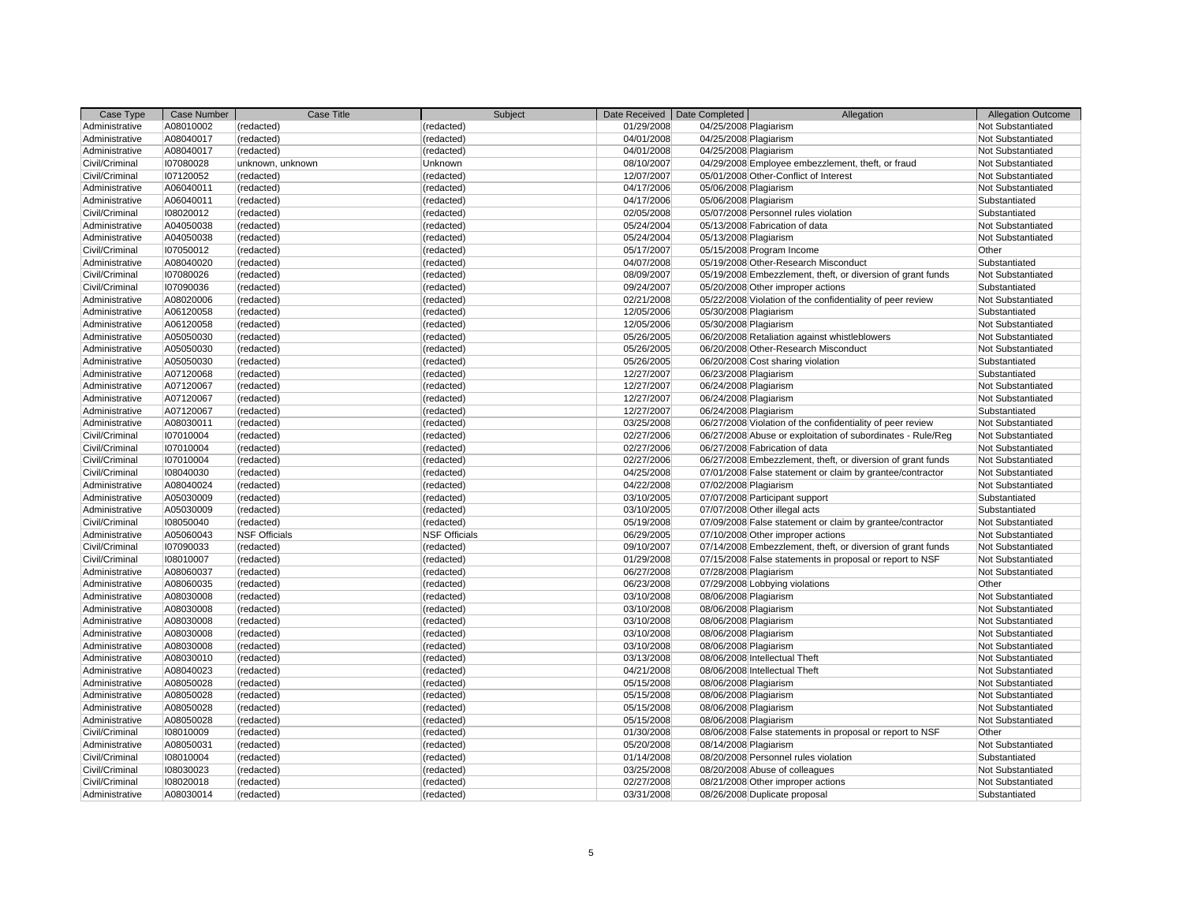| Case Type | Case Number | Case Title | Subject | Date Received | Date Completed | Allegation | Allegation Outcome |
|---|---|---|---|---|---|---|---|
| Administrative | A08010002 | (redacted) | (redacted) | 01/29/2008 | 04/25/2008 | Plagiarism | Not Substantiated |
| Administrative | A08040017 | (redacted) | (redacted) | 04/01/2008 | 04/25/2008 | Plagiarism | Not Substantiated |
| Administrative | A08040017 | (redacted) | (redacted) | 04/01/2008 | 04/25/2008 | Plagiarism | Not Substantiated |
| Civil/Criminal | I07080028 | unknown, unknown | Unknown | 08/10/2007 | 04/29/2008 | Employee embezzlement, theft, or fraud | Not Substantiated |
| Civil/Criminal | I07120052 | (redacted) | (redacted) | 12/07/2007 | 05/01/2008 | Other-Conflict of Interest | Not Substantiated |
| Administrative | A06040011 | (redacted) | (redacted) | 04/17/2006 | 05/06/2008 | Plagiarism | Not Substantiated |
| Administrative | A06040011 | (redacted) | (redacted) | 04/17/2006 | 05/06/2008 | Plagiarism | Substantiated |
| Civil/Criminal | I08020012 | (redacted) | (redacted) | 02/05/2008 | 05/07/2008 | Personnel rules violation | Substantiated |
| Administrative | A04050038 | (redacted) | (redacted) | 05/24/2004 | 05/13/2008 | Fabrication of data | Not Substantiated |
| Administrative | A04050038 | (redacted) | (redacted) | 05/24/2004 | 05/13/2008 | Plagiarism | Not Substantiated |
| Civil/Criminal | I07050012 | (redacted) | (redacted) | 05/17/2007 | 05/15/2008 | Program Income | Other |
| Administrative | A08040020 | (redacted) | (redacted) | 04/07/2008 | 05/19/2008 | Other-Research Misconduct | Substantiated |
| Civil/Criminal | I07080026 | (redacted) | (redacted) | 08/09/2007 | 05/19/2008 | Embezzlement, theft, or diversion of grant funds | Not Substantiated |
| Civil/Criminal | I07090036 | (redacted) | (redacted) | 09/24/2007 | 05/20/2008 | Other improper actions | Substantiated |
| Administrative | A08020006 | (redacted) | (redacted) | 02/21/2008 | 05/22/2008 | Violation of the confidentiality of peer review | Not Substantiated |
| Administrative | A06120058 | (redacted) | (redacted) | 12/05/2006 | 05/30/2008 | Plagiarism | Substantiated |
| Administrative | A06120058 | (redacted) | (redacted) | 12/05/2006 | 05/30/2008 | Plagiarism | Not Substantiated |
| Administrative | A05050030 | (redacted) | (redacted) | 05/26/2005 | 06/20/2008 | Retaliation against whistleblowers | Not Substantiated |
| Administrative | A05050030 | (redacted) | (redacted) | 05/26/2005 | 06/20/2008 | Other-Research Misconduct | Not Substantiated |
| Administrative | A05050030 | (redacted) | (redacted) | 05/26/2005 | 06/20/2008 | Cost sharing violation | Substantiated |
| Administrative | A07120068 | (redacted) | (redacted) | 12/27/2007 | 06/23/2008 | Plagiarism | Substantiated |
| Administrative | A07120067 | (redacted) | (redacted) | 12/27/2007 | 06/24/2008 | Plagiarism | Not Substantiated |
| Administrative | A07120067 | (redacted) | (redacted) | 12/27/2007 | 06/24/2008 | Plagiarism | Not Substantiated |
| Administrative | A07120067 | (redacted) | (redacted) | 12/27/2007 | 06/24/2008 | Plagiarism | Substantiated |
| Administrative | A08030011 | (redacted) | (redacted) | 03/25/2008 | 06/27/2008 | Violation of the confidentiality of peer review | Not Substantiated |
| Civil/Criminal | I07010004 | (redacted) | (redacted) | 02/27/2006 | 06/27/2008 | Abuse or exploitation of subordinates - Rule/Reg | Not Substantiated |
| Civil/Criminal | I07010004 | (redacted) | (redacted) | 02/27/2006 | 06/27/2008 | Fabrication of data | Not Substantiated |
| Civil/Criminal | I07010004 | (redacted) | (redacted) | 02/27/2006 | 06/27/2008 | Embezzlement, theft, or diversion of grant funds | Not Substantiated |
| Civil/Criminal | I08040030 | (redacted) | (redacted) | 04/25/2008 | 07/01/2008 | False statement or claim by grantee/contractor | Not Substantiated |
| Administrative | A08040024 | (redacted) | (redacted) | 04/22/2008 | 07/02/2008 | Plagiarism | Not Substantiated |
| Administrative | A05030009 | (redacted) | (redacted) | 03/10/2005 | 07/07/2008 | Participant support | Substantiated |
| Administrative | A05030009 | (redacted) | (redacted) | 03/10/2005 | 07/07/2008 | Other illegal acts | Substantiated |
| Civil/Criminal | I08050040 | (redacted) | (redacted) | 05/19/2008 | 07/09/2008 | False statement or claim by grantee/contractor | Not Substantiated |
| Administrative | A05060043 | NSF Officials | NSF Officials | 06/29/2005 | 07/10/2008 | Other improper actions | Not Substantiated |
| Civil/Criminal | I07090033 | (redacted) | (redacted) | 09/10/2007 | 07/14/2008 | Embezzlement, theft, or diversion of grant funds | Not Substantiated |
| Civil/Criminal | I08010007 | (redacted) | (redacted) | 01/29/2008 | 07/15/2008 | False statements in proposal or report to NSF | Not Substantiated |
| Administrative | A08060037 | (redacted) | (redacted) | 06/27/2008 | 07/28/2008 | Plagiarism | Not Substantiated |
| Administrative | A08060035 | (redacted) | (redacted) | 06/23/2008 | 07/29/2008 | Lobbying violations | Other |
| Administrative | A08030008 | (redacted) | (redacted) | 03/10/2008 | 08/06/2008 | Plagiarism | Not Substantiated |
| Administrative | A08030008 | (redacted) | (redacted) | 03/10/2008 | 08/06/2008 | Plagiarism | Not Substantiated |
| Administrative | A08030008 | (redacted) | (redacted) | 03/10/2008 | 08/06/2008 | Plagiarism | Not Substantiated |
| Administrative | A08030008 | (redacted) | (redacted) | 03/10/2008 | 08/06/2008 | Plagiarism | Not Substantiated |
| Administrative | A08030008 | (redacted) | (redacted) | 03/10/2008 | 08/06/2008 | Plagiarism | Not Substantiated |
| Administrative | A08030010 | (redacted) | (redacted) | 03/13/2008 | 08/06/2008 | Intellectual Theft | Not Substantiated |
| Administrative | A08040023 | (redacted) | (redacted) | 04/21/2008 | 08/06/2008 | Intellectual Theft | Not Substantiated |
| Administrative | A08050028 | (redacted) | (redacted) | 05/15/2008 | 08/06/2008 | Plagiarism | Not Substantiated |
| Administrative | A08050028 | (redacted) | (redacted) | 05/15/2008 | 08/06/2008 | Plagiarism | Not Substantiated |
| Administrative | A08050028 | (redacted) | (redacted) | 05/15/2008 | 08/06/2008 | Plagiarism | Not Substantiated |
| Administrative | A08050028 | (redacted) | (redacted) | 05/15/2008 | 08/06/2008 | Plagiarism | Not Substantiated |
| Civil/Criminal | I08010009 | (redacted) | (redacted) | 01/30/2008 | 08/06/2008 | False statements in proposal or report to NSF | Other |
| Administrative | A08050031 | (redacted) | (redacted) | 05/20/2008 | 08/14/2008 | Plagiarism | Not Substantiated |
| Civil/Criminal | I08010004 | (redacted) | (redacted) | 01/14/2008 | 08/20/2008 | Personnel rules violation | Substantiated |
| Civil/Criminal | I08030023 | (redacted) | (redacted) | 03/25/2008 | 08/20/2008 | Abuse of colleagues | Not Substantiated |
| Civil/Criminal | I08020018 | (redacted) | (redacted) | 02/27/2008 | 08/21/2008 | Other improper actions | Not Substantiated |
| Administrative | A08030014 | (redacted) | (redacted) | 03/31/2008 | 08/26/2008 | Duplicate proposal | Substantiated |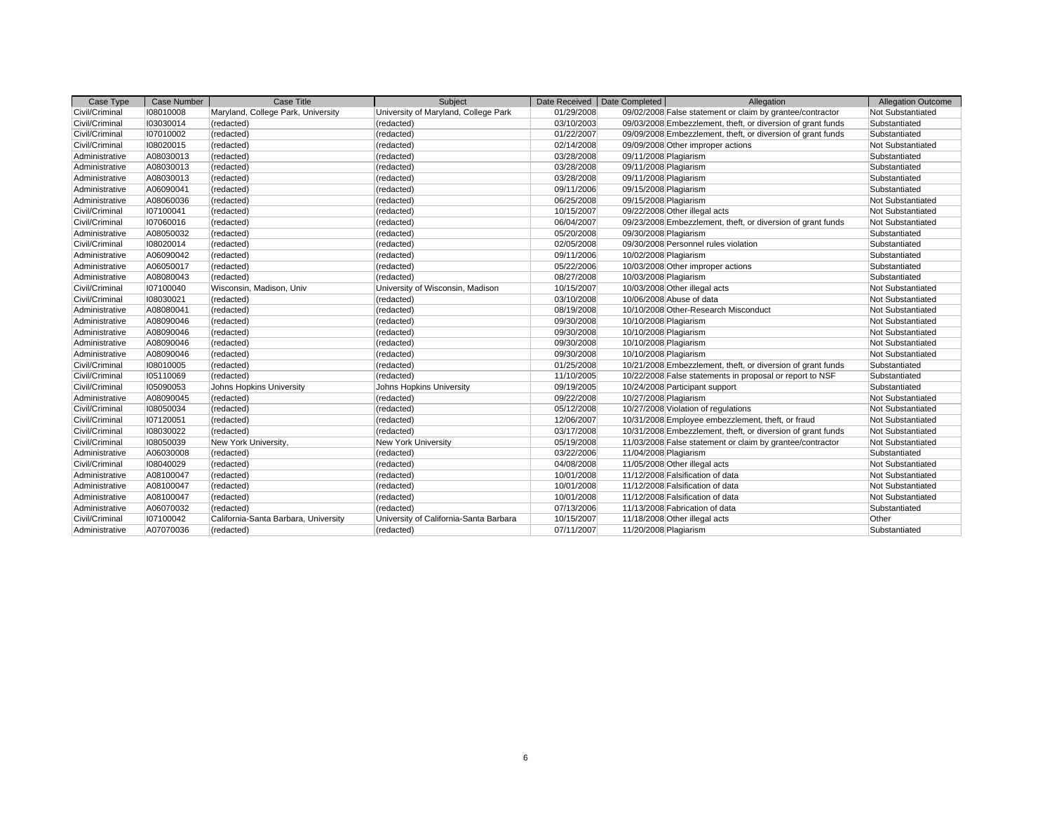| Case Type | Case Number | Case Title | Subject | Date Received | Date Completed | Allegation | Allegation Outcome |
|---|---|---|---|---|---|---|---|
| Civil/Criminal | I08010008 | Maryland, College Park, University | University of Maryland, College Park | 01/29/2008 | 09/02/2008 | False statement or claim by grantee/contractor | Not Substantiated |
| Civil/Criminal | I03030014 | (redacted) | (redacted) | 03/10/2003 | 09/03/2008 | Embezzlement, theft, or diversion of grant funds | Substantiated |
| Civil/Criminal | I07010002 | (redacted) | (redacted) | 01/22/2007 | 09/09/2008 | Embezzlement, theft, or diversion of grant funds | Substantiated |
| Civil/Criminal | I08020015 | (redacted) | (redacted) | 02/14/2008 | 09/09/2008 | Other improper actions | Not Substantiated |
| Administrative | A08030013 | (redacted) | (redacted) | 03/28/2008 | 09/11/2008 | Plagiarism | Substantiated |
| Administrative | A08030013 | (redacted) | (redacted) | 03/28/2008 | 09/11/2008 | Plagiarism | Substantiated |
| Administrative | A08030013 | (redacted) | (redacted) | 03/28/2008 | 09/11/2008 | Plagiarism | Substantiated |
| Administrative | A06090041 | (redacted) | (redacted) | 09/11/2006 | 09/15/2008 | Plagiarism | Substantiated |
| Administrative | A08060036 | (redacted) | (redacted) | 06/25/2008 | 09/15/2008 | Plagiarism | Not Substantiated |
| Civil/Criminal | I07100041 | (redacted) | (redacted) | 10/15/2007 | 09/22/2008 | Other illegal acts | Not Substantiated |
| Civil/Criminal | I07060016 | (redacted) | (redacted) | 06/04/2007 | 09/23/2008 | Embezzlement, theft, or diversion of grant funds | Not Substantiated |
| Administrative | A08050032 | (redacted) | (redacted) | 05/20/2008 | 09/30/2008 | Plagiarism | Substantiated |
| Civil/Criminal | I08020014 | (redacted) | (redacted) | 02/05/2008 | 09/30/2008 | Personnel rules violation | Substantiated |
| Administrative | A06090042 | (redacted) | (redacted) | 09/11/2006 | 10/02/2008 | Plagiarism | Substantiated |
| Administrative | A06050017 | (redacted) | (redacted) | 05/22/2006 | 10/03/2008 | Other improper actions | Substantiated |
| Administrative | A08080043 | (redacted) | (redacted) | 08/27/2008 | 10/03/2008 | Plagiarism | Substantiated |
| Civil/Criminal | I07100040 | Wisconsin, Madison, Univ | University of Wisconsin, Madison | 10/15/2007 | 10/03/2008 | Other illegal acts | Not Substantiated |
| Civil/Criminal | I08030021 | (redacted) | (redacted) | 03/10/2008 | 10/06/2008 | Abuse of data | Not Substantiated |
| Administrative | A08080041 | (redacted) | (redacted) | 08/19/2008 | 10/10/2008 | Other-Research Misconduct | Not Substantiated |
| Administrative | A08090046 | (redacted) | (redacted) | 09/30/2008 | 10/10/2008 | Plagiarism | Not Substantiated |
| Administrative | A08090046 | (redacted) | (redacted) | 09/30/2008 | 10/10/2008 | Plagiarism | Not Substantiated |
| Administrative | A08090046 | (redacted) | (redacted) | 09/30/2008 | 10/10/2008 | Plagiarism | Not Substantiated |
| Administrative | A08090046 | (redacted) | (redacted) | 09/30/2008 | 10/10/2008 | Plagiarism | Not Substantiated |
| Civil/Criminal | I08010005 | (redacted) | (redacted) | 01/25/2008 | 10/21/2008 | Embezzlement, theft, or diversion of grant funds | Substantiated |
| Civil/Criminal | I05110069 | (redacted) | (redacted) | 11/10/2005 | 10/22/2008 | False statements in proposal or report to NSF | Substantiated |
| Civil/Criminal | I05090053 | Johns Hopkins University | Johns Hopkins University | 09/19/2005 | 10/24/2008 | Participant support | Substantiated |
| Administrative | A08090045 | (redacted) | (redacted) | 09/22/2008 | 10/27/2008 | Plagiarism | Not Substantiated |
| Civil/Criminal | I08050034 | (redacted) | (redacted) | 05/12/2008 | 10/27/2008 | Violation of regulations | Not Substantiated |
| Civil/Criminal | I07120051 | (redacted) | (redacted) | 12/06/2007 | 10/31/2008 | Employee embezzlement, theft, or fraud | Not Substantiated |
| Civil/Criminal | I08030022 | (redacted) | (redacted) | 03/17/2008 | 10/31/2008 | Embezzlement, theft, or diversion of grant funds | Not Substantiated |
| Civil/Criminal | I08050039 | New York University, | New York University | 05/19/2008 | 11/03/2008 | False statement or claim by grantee/contractor | Not Substantiated |
| Administrative | A06030008 | (redacted) | (redacted) | 03/22/2006 | 11/04/2008 | Plagiarism | Substantiated |
| Civil/Criminal | I08040029 | (redacted) | (redacted) | 04/08/2008 | 11/05/2008 | Other illegal acts | Not Substantiated |
| Administrative | A08100047 | (redacted) | (redacted) | 10/01/2008 | 11/12/2008 | Falsification of data | Not Substantiated |
| Administrative | A08100047 | (redacted) | (redacted) | 10/01/2008 | 11/12/2008 | Falsification of data | Not Substantiated |
| Administrative | A08100047 | (redacted) | (redacted) | 10/01/2008 | 11/12/2008 | Falsification of data | Not Substantiated |
| Administrative | A06070032 | (redacted) | (redacted) | 07/13/2006 | 11/13/2008 | Fabrication of data | Substantiated |
| Civil/Criminal | I07100042 | California-Santa Barbara, University | University of California-Santa Barbara | 10/15/2007 | 11/18/2008 | Other illegal acts | Other |
| Administrative | A07070036 | (redacted) | (redacted) | 07/11/2007 | 11/20/2008 | Plagiarism | Substantiated |